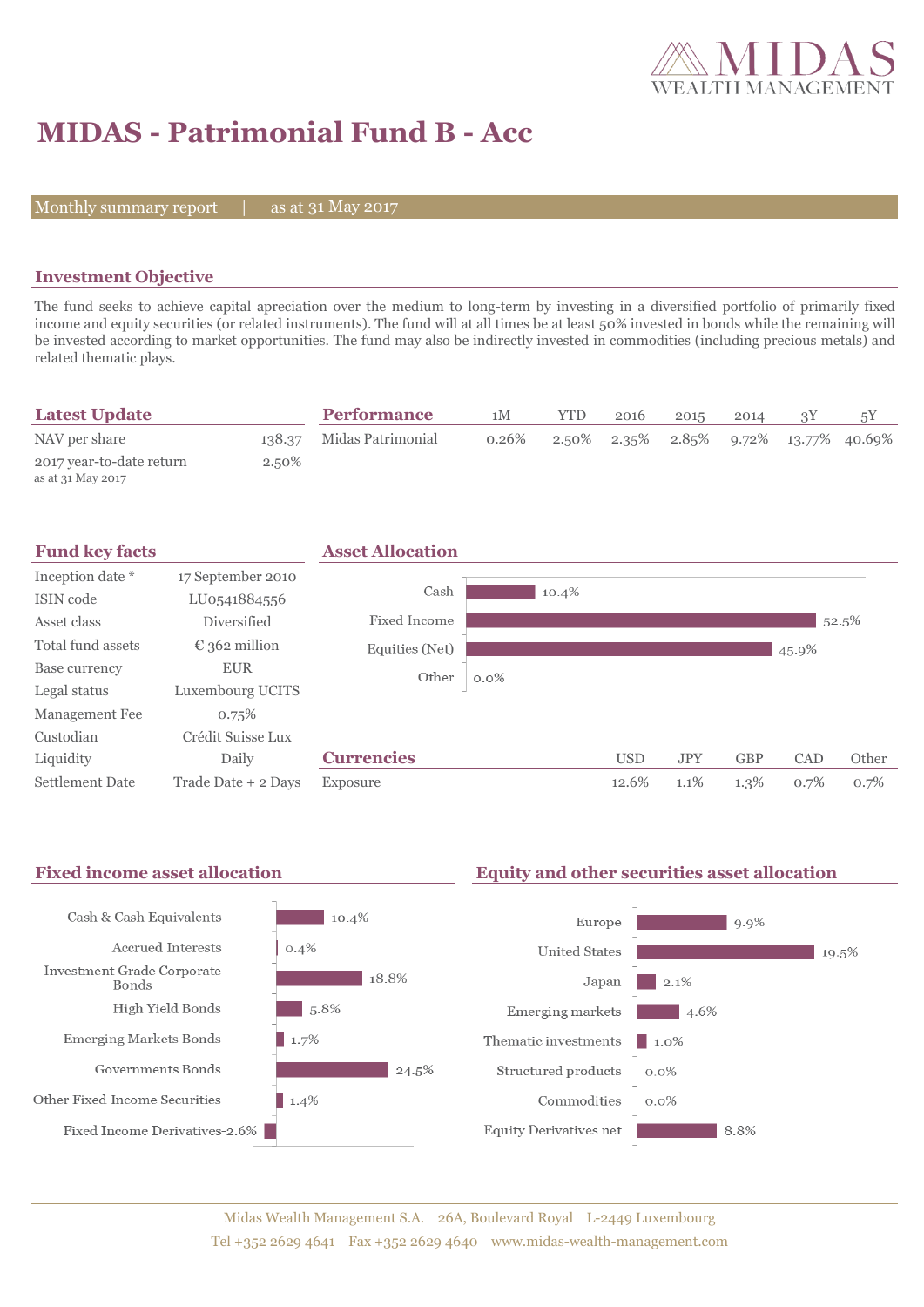# MIDAS - Patrimonial Fund B - Acc

Monthly summary report | as at 31 May 2017

## Investment Objective

The fund seeks to achieve capital apreciation over the medium to long-term by investing in a diversified portfolio of primarily fixed income and equity securities (or related instruments). The fund will at all times be at least 50% invested in bonds while the remaining will be invested according to market opportunities. The fund may also be indirectly invested in commodities (including precious metals) and related thematic plays.

## Latest Update

| | |
|---|---|
| NAV per share | 138.37 |
| 2017 year-to-date return<br>as at 31 May 2017 | 2.50% |

## Performance

| Performance | 1M | YTD | 2016 | 2015 | 2014 | 3Y | 5Y |
|---|---|---|---|---|---|---|---|
| Midas Patrimonial | 0.26% | 2.50% | 2.35% | 2.85% | 9.72% | 13.77% | 40.69% |

## Fund key facts

| | |
|---|---|
| Inception date * | 17 September 2010 |
| ISIN code | LU0541884556 |
| Asset class | Diversified |
| Total fund assets | € 362 million |
| Base currency | EUR |
| Legal status | Luxembourg UCITS |
| Management Fee | 0.75% |
| Custodian | Crédit Suisse Lux |
| Liquidity | Daily |
| Settlement Date | Trade Date + 2 Days |

## Asset Allocation

| | |
|---|---|
| Cash | 10.4% |
| Fixed Income | 52.5% |
| Equities (Net) | 45.9% |
| Other | 0.0% |

## Currencies

| | USD | JPY | GBP | CAD | Other |
|---|---|---|---|---|---|
| Exposure | 12.6% | 1.1% | 1.3% | 0.7% | 0.7% |

## Fixed income asset allocation

| | |
|---|---|
| Cash & Cash Equivalents | 10.4% |
| Accrued Interests | 0.4% |
| Investment Grade Corporate Bonds | 18.8% |
| High Yield Bonds | 5.8% |
| Emerging Markets Bonds | 1.7% |
| Governments Bonds | 24.5% |
| Other Fixed Income Securities | 1.4% |
| Fixed Income Derivatives | -2.6% |

## Equity and other securities asset allocation

| | |
|---|---|
| Europe | 9.9% |
| United States | 19.5% |
| Japan | 2.1% |
| Emerging markets | 4.6% |
| Thematic investments | 1.0% |
| Structured products | 0.0% |
| Commodities | 0.0% |
| Equity Derivatives net | 8.8% |

Midas Wealth Management S.A. 26A, Boulevard Royal L-2449 Luxembourg
Tel +352 2629 4641 Fax +352 2629 4640 www.midas-wealth-management.com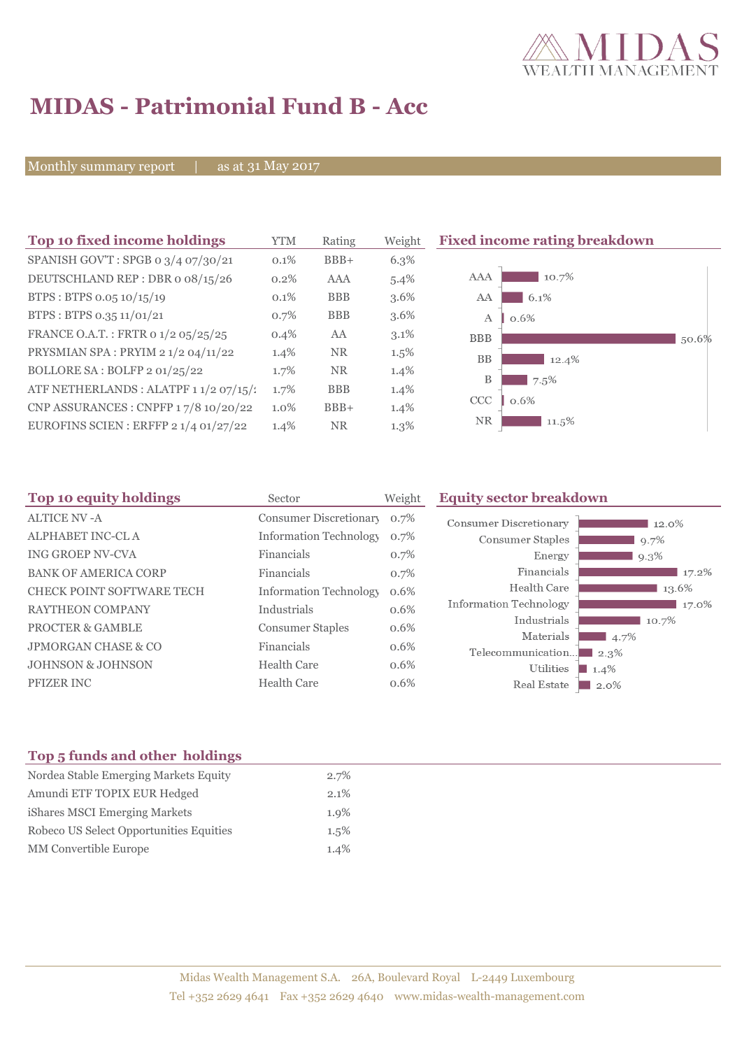# MIDAS - Patrimonial Fund B - Acc

Monthly summary report | as at 31 May 2017

## Top 10 fixed income holdings

| Top 10 fixed income holdings | YTM | Rating | Weight |
|---|---|---|---|
| SPANISH GOV'T : SPGB 0 3/4 07/30/21 | 0.1% | BBB+ | 6.3% |
| DEUTSCHLAND REP : DBR 0 08/15/26 | 0.2% | AAA | 5.4% |
| BTPS : BTPS 0.05 10/15/19 | 0.1% | BBB | 3.6% |
| BTPS : BTPS 0.35 11/01/21 | 0.7% | BBB | 3.6% |
| FRANCE O.A.T. : FRTR 0 1/2 05/25/25 | 0.4% | AA | 3.1% |
| PRYSMIAN SPA : PRYIM 2 1/2 04/11/22 | 1.4% | NR | 1.5% |
| BOLLORE SA : BOLFP 2 01/25/22 | 1.7% | NR | 1.4% |
| ATF NETHERLANDS : ALATPF 1 1/2 07/15/ | 1.7% | BBB | 1.4% |
| CNP ASSURANCES : CNPFP 1 7/8 10/20/22 | 1.0% | BBB+ | 1.4% |
| EUROFINS SCIEN : ERFFP 2 1/4 01/27/22 | 1.4% | NR | 1.3% |

## Fixed income rating breakdown

| Rating | Weight |
|---|---|
| AAA | 10.7% |
| AA | 6.1% |
| A | 0.6% |
| BBB | 50.6% |
| BB | 12.4% |
| B | 7.5% |
| CCC | 0.6% |
| NR | 11.5% |

## Top 10 equity holdings

| Top 10 equity holdings | Sector | Weight |
|---|---|---|
| ALTICE NV -A | Consumer Discretionary | 0.7% |
| ALPHABET INC-CL A | Information Technology | 0.7% |
| ING GROEP NV-CVA | Financials | 0.7% |
| BANK OF AMERICA CORP | Financials | 0.7% |
| CHECK POINT SOFTWARE TECH | Information Technology | 0.6% |
| RAYTHEON COMPANY | Industrials | 0.6% |
| PROCTER & GAMBLE | Consumer Staples | 0.6% |
| JPMORGAN CHASE & CO | Financials | 0.6% |
| JOHNSON & JOHNSON | Health Care | 0.6% |
| PFIZER INC | Health Care | 0.6% |

## Equity sector breakdown

| Sector | Weight |
|---|---|
| Consumer Discretionary | 12.0% |
| Consumer Staples | 9.7% |
| Energy | 9.3% |
| Financials | 17.2% |
| Health Care | 13.6% |
| Information Technology | 17.0% |
| Industrials | 10.7% |
| Materials | 4.7% |
| Telecommunication... | 2.3% |
| Utilities | 1.4% |
| Real Estate | 2.0% |

## Top 5 funds and other holdings

| Top 5 funds and other holdings | |
|---|---|
| Nordea Stable Emerging Markets Equity | 2.7% |
| Amundi ETF TOPIX EUR Hedged | 2.1% |
| iShares MSCI Emerging Markets | 1.9% |
| Robeco US Select Opportunities Equities | 1.5% |
| MM Convertible Europe | 1.4% |

Midas Wealth Management S.A. 26A, Boulevard Royal L-2449 Luxembourg
Tel +352 2629 4641 Fax +352 2629 4640 www.midas-wealth-management.com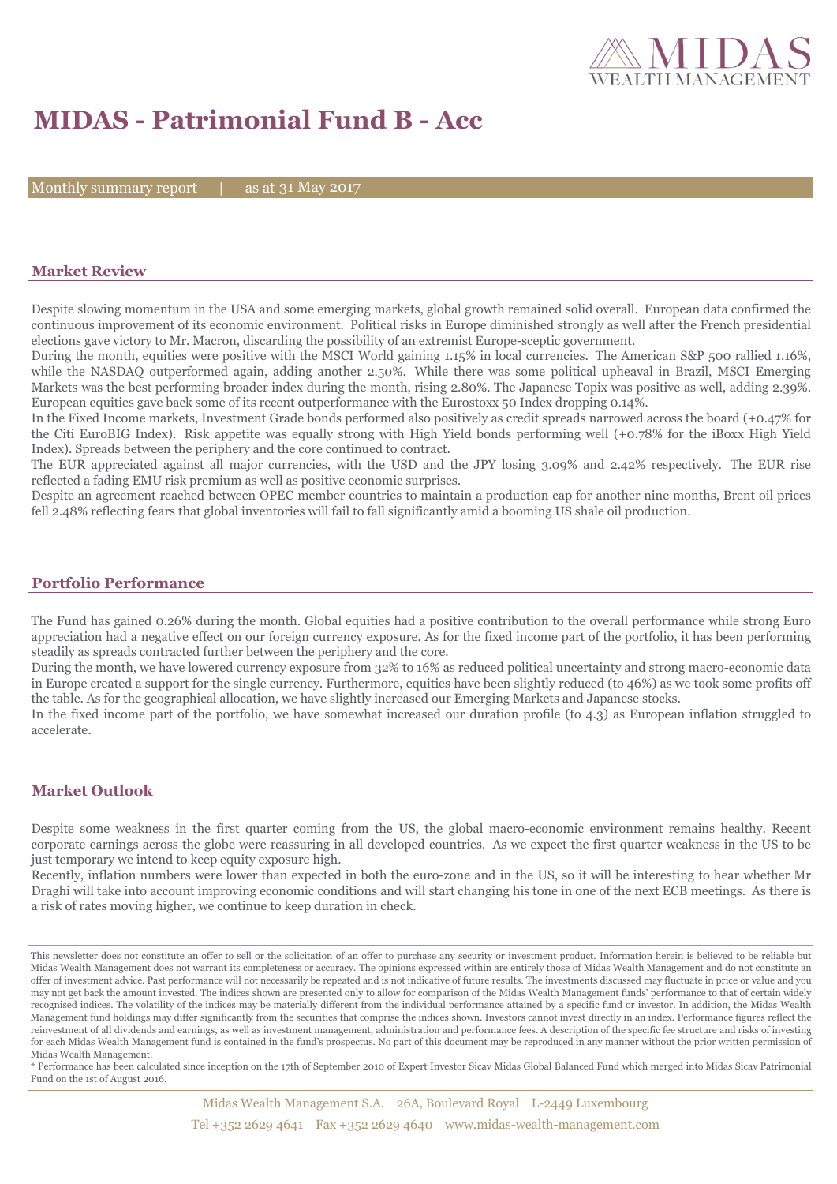# MIDAS - Patrimonial Fund B - Acc

Monthly summary report | as at 31 May 2017

## Market Review

Despite slowing momentum in the USA and some emerging markets, global growth remained solid overall. European data confirmed the continuous improvement of its economic environment. Political risks in Europe diminished strongly as well after the French presidential elections gave victory to Mr. Macron, discarding the possibility of an extremist Europe-sceptic government.

During the month, equities were positive with the MSCI World gaining 1.15% in local currencies. The American S&P 500 rallied 1.16%, while the NASDAQ outperformed again, adding another 2.50%. While there was some political upheaval in Brazil, MSCI Emerging Markets was the best performing broader index during the month, rising 2.80%. The Japanese Topix was positive as well, adding 2.39%. European equities gave back some of its recent outperformance with the Eurostoxx 50 Index dropping 0.14%.

In the Fixed Income markets, Investment Grade bonds performed also positively as credit spreads narrowed across the board (+0.47% for the Citi EuroBIG Index). Risk appetite was equally strong with High Yield bonds performing well (+0.78% for the iBoxx High Yield Index). Spreads between the periphery and the core continued to contract.

The EUR appreciated against all major currencies, with the USD and the JPY losing 3.09% and 2.42% respectively. The EUR rise reflected a fading EMU risk premium as well as positive economic surprises.

Despite an agreement reached between OPEC member countries to maintain a production cap for another nine months, Brent oil prices fell 2.48% reflecting fears that global inventories will fail to fall significantly amid a booming US shale oil production.

## Portfolio Performance

The Fund has gained 0.26% during the month. Global equities had a positive contribution to the overall performance while strong Euro appreciation had a negative effect on our foreign currency exposure. As for the fixed income part of the portfolio, it has been performing steadily as spreads contracted further between the periphery and the core.

During the month, we have lowered currency exposure from 32% to 16% as reduced political uncertainty and strong macro-economic data in Europe created a support for the single currency. Furthermore, equities have been slightly reduced (to 46%) as we took some profits off the table. As for the geographical allocation, we have slightly increased our Emerging Markets and Japanese stocks.

In the fixed income part of the portfolio, we have somewhat increased our duration profile (to 4.3) as European inflation struggled to accelerate.

## Market Outlook

Despite some weakness in the first quarter coming from the US, the global macro-economic environment remains healthy. Recent corporate earnings across the globe were reassuring in all developed countries. As we expect the first quarter weakness in the US to be just temporary we intend to keep equity exposure high.

Recently, inflation numbers were lower than expected in both the euro-zone and in the US, so it will be interesting to hear whether Mr Draghi will take into account improving economic conditions and will start changing his tone in one of the next ECB meetings. As there is a risk of rates moving higher, we continue to keep duration in check.

This newsletter does not constitute an offer to sell or the solicitation of an offer to purchase any security or investment product. Information herein is believed to be reliable but Midas Wealth Management does not warrant its completeness or accuracy. The opinions expressed within are entirely those of Midas Wealth Management and do not constitute an offer of investment advice. Past performance will not necessarily be repeated and is not indicative of future results. The investments discussed may fluctuate in price or value and you may not get back the amount invested. The indices shown are presented only to allow for comparison of the Midas Wealth Management funds' performance to that of certain widely recognised indices. The volatility of the indices may be materially different from the individual performance attained by a specific fund or investor. In addition, the Midas Wealth Management fund holdings may differ significantly from the securities that comprise the indices shown. Investors cannot invest directly in an index. Performance figures reflect the reinvestment of all dividends and earnings, as well as investment management, administration and performance fees. A description of the specific fee structure and risks of investing for each Midas Wealth Management fund is contained in the fund's prospectus. No part of this document may be reproduced in any manner without the prior written permission of Midas Wealth Management.

* Performance has been calculated since inception on the 17th of September 2010 of Expert Investor Sicav Midas Global Balanced Fund which merged into Midas Sicav Patrimonial Fund on the 1st of August 2016.

Midas Wealth Management S.A. 26A, Boulevard Royal L-2449 Luxembourg

Tel +352 2629 4641 Fax +352 2629 4640 www.midas-wealth-management.com